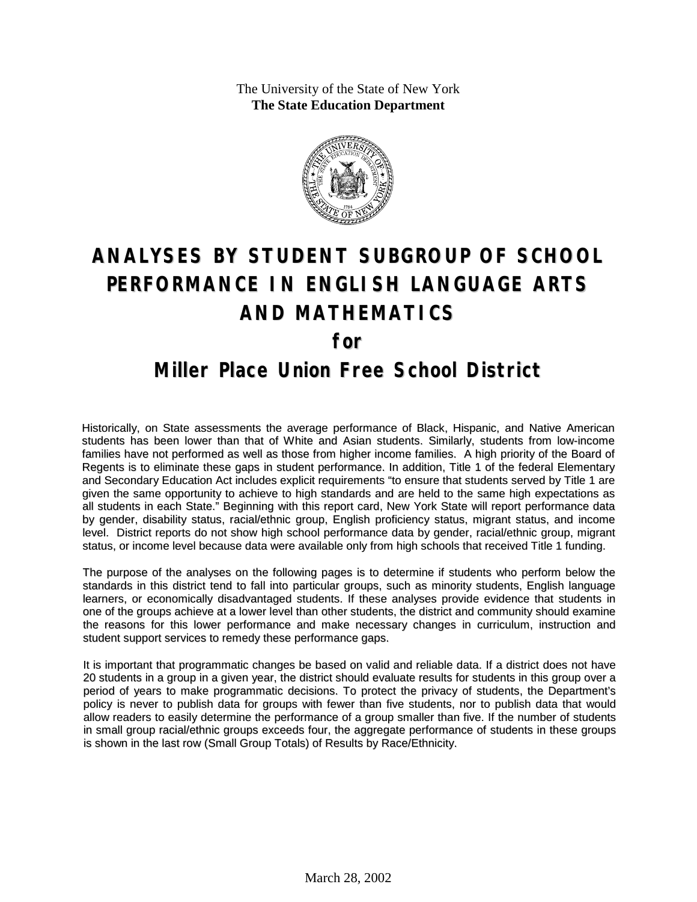The University of the State of New York
**The State Education Department**

# ANALYSES BY STUDENT SUBGROUP OF SCHOOL PERFORMANCE IN ENGLISH LANGUAGE ARTS AND MATHEMATICS

## for

## Miller Place Union Free School District

Historically, on State assessments the average performance of Black, Hispanic, and Native American students has been lower than that of White and Asian students. Similarly, students from low-income families have not performed as well as those from higher income families. A high priority of the Board of Regents is to eliminate these gaps in student performance. In addition, Title 1 of the federal Elementary and Secondary Education Act includes explicit requirements "to ensure that students served by Title 1 are given the same opportunity to achieve to high standards and are held to the same high expectations as all students in each State." Beginning with this report card, New York State will report performance data by gender, disability status, racial/ethnic group, English proficiency status, migrant status, and income level. District reports do not show high school performance data by gender, racial/ethnic group, migrant status, or income level because data were available only from high schools that received Title 1 funding.

The purpose of the analyses on the following pages is to determine if students who perform below the standards in this district tend to fall into particular groups, such as minority students, English language learners, or economically disadvantaged students. If these analyses provide evidence that students in one of the groups achieve at a lower level than other students, the district and community should examine the reasons for this lower performance and make necessary changes in curriculum, instruction and student support services to remedy these performance gaps.

It is important that programmatic changes be based on valid and reliable data. If a district does not have 20 students in a group in a given year, the district should evaluate results for students in this group over a period of years to make programmatic decisions. To protect the privacy of students, the Department's policy is never to publish data for groups with fewer than five students, nor to publish data that would allow readers to easily determine the performance of a group smaller than five. If the number of students in small group racial/ethnic groups exceeds four, the aggregate performance of students in these groups is shown in the last row (Small Group Totals) of Results by Race/Ethnicity.

March 28, 2002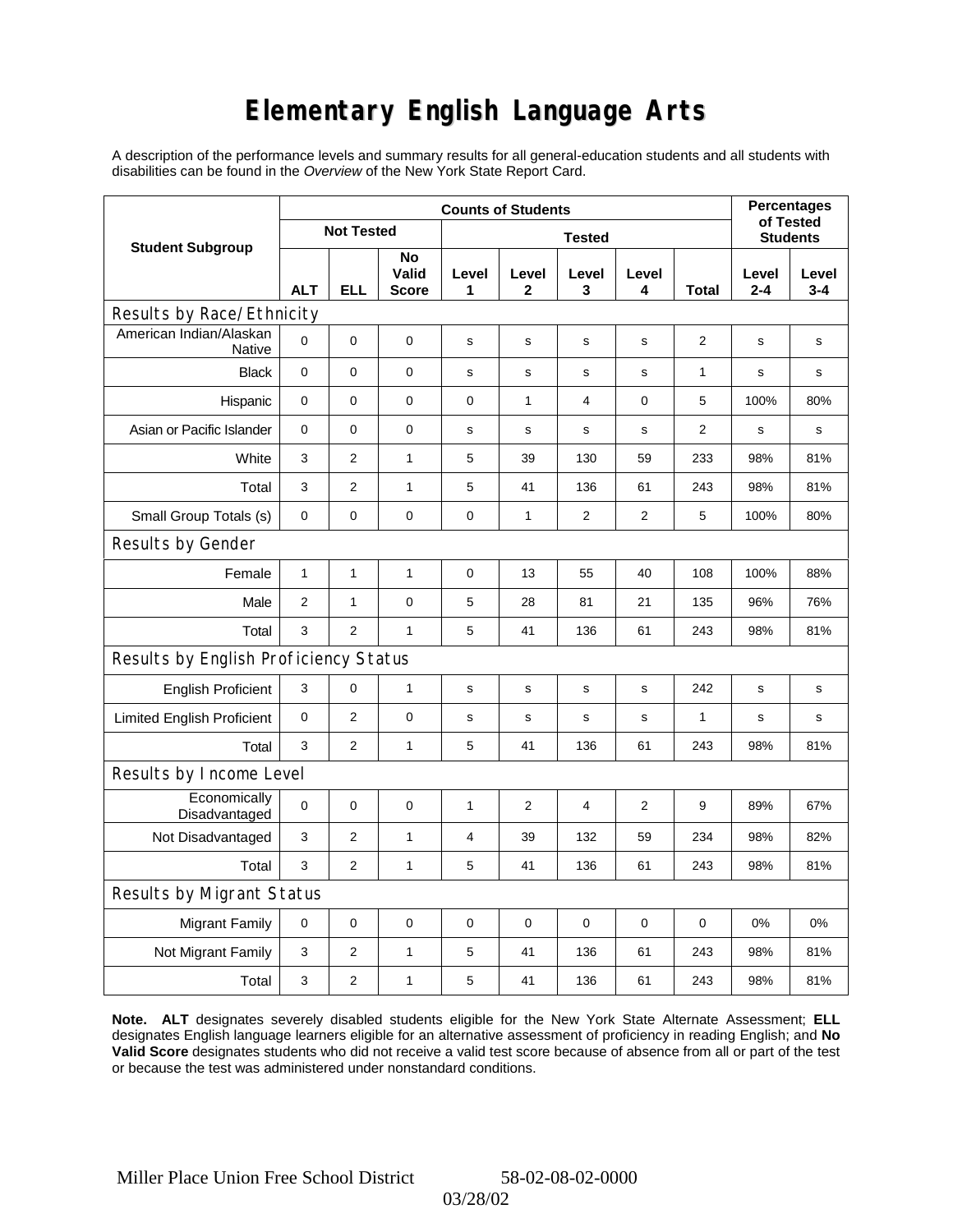# Elementary English Language Arts

A description of the performance levels and summary results for all general-education students and all students with disabilities can be found in the *Overview* of the New York State Report Card.

| Student Subgroup | Counts of Students | | | | | | | | Percentages of Tested Students | |
|---|---|---|---|---|---|---|---|---|---|---|
| | Not Tested | | | Tested | | | | | | |
| | ALT | ELL | No Valid Score | Level 1 | Level 2 | Level 3 | Level 4 | Total | Level 2-4 | Level 3-4 |
| **Results by Race/Ethnicity** | | | | | | | | | | |
| American Indian/Alaskan Native | 0 | 0 | 0 | s | s | s | s | 2 | s | s |
| Black | 0 | 0 | 0 | s | s | s | s | 1 | s | s |
| Hispanic | 0 | 0 | 0 | 0 | 1 | 4 | 0 | 5 | 100% | 80% |
| Asian or Pacific Islander | 0 | 0 | 0 | s | s | s | s | 2 | s | s |
| White | 3 | 2 | 1 | 5 | 39 | 130 | 59 | 233 | 98% | 81% |
| Total | 3 | 2 | 1 | 5 | 41 | 136 | 61 | 243 | 98% | 81% |
| Small Group Totals (s) | 0 | 0 | 0 | 0 | 1 | 2 | 2 | 5 | 100% | 80% |
| **Results by Gender** | | | | | | | | | | |
| Female | 1 | 1 | 1 | 0 | 13 | 55 | 40 | 108 | 100% | 88% |
| Male | 2 | 1 | 0 | 5 | 28 | 81 | 21 | 135 | 96% | 76% |
| Total | 3 | 2 | 1 | 5 | 41 | 136 | 61 | 243 | 98% | 81% |
| **Results by English Proficiency Status** | | | | | | | | | | |
| English Proficient | 3 | 0 | 1 | s | s | s | s | 242 | s | s |
| Limited English Proficient | 0 | 2 | 0 | s | s | s | s | 1 | s | s |
| Total | 3 | 2 | 1 | 5 | 41 | 136 | 61 | 243 | 98% | 81% |
| **Results by Income Level** | | | | | | | | | | |
| Economically Disadvantaged | 0 | 0 | 0 | 1 | 2 | 4 | 2 | 9 | 89% | 67% |
| Not Disadvantaged | 3 | 2 | 1 | 4 | 39 | 132 | 59 | 234 | 98% | 82% |
| Total | 3 | 2 | 1 | 5 | 41 | 136 | 61 | 243 | 98% | 81% |
| **Results by Migrant Status** | | | | | | | | | | |
| Migrant Family | 0 | 0 | 0 | 0 | 0 | 0 | 0 | 0 | 0% | 0% |
| Not Migrant Family | 3 | 2 | 1 | 5 | 41 | 136 | 61 | 243 | 98% | 81% |
| Total | 3 | 2 | 1 | 5 | 41 | 136 | 61 | 243 | 98% | 81% |

**Note. ALT** designates severely disabled students eligible for the New York State Alternate Assessment; **ELL** designates English language learners eligible for an alternative assessment of proficiency in reading English; and **No Valid Score** designates students who did not receive a valid test score because of absence from all or part of the test or because the test was administered under nonstandard conditions.

Miller Place Union Free School District 58-02-08-02-0000

03/28/02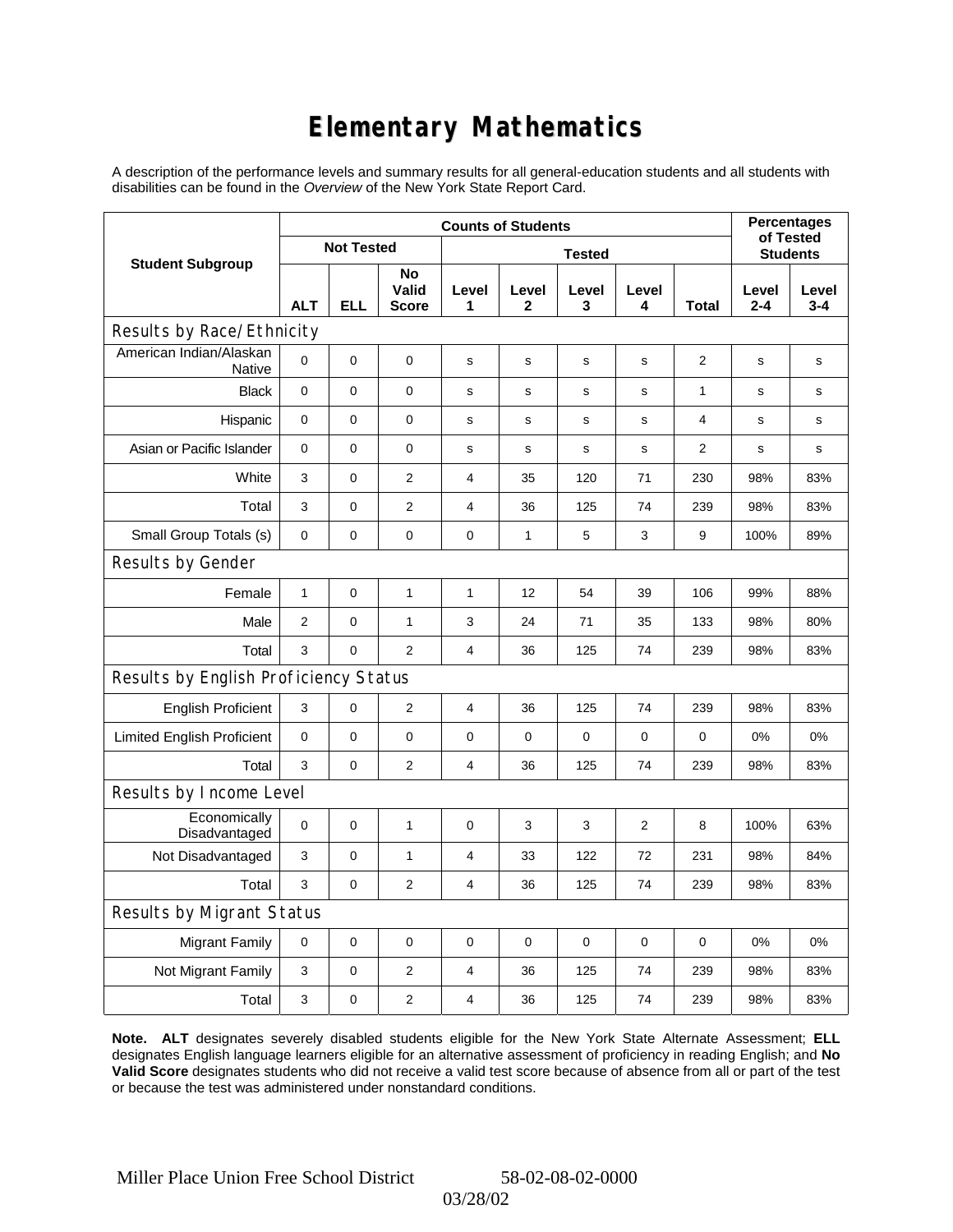# Elementary Mathematics

A description of the performance levels and summary results for all general-education students and all students with disabilities can be found in the *Overview* of the New York State Report Card.

| Student Subgroup | Counts of Students | | | | | | | | Percentages of Tested Students | |
|---|---|---|---|---|---|---|---|---|---|---|
| | Not Tested | | | Tested | | | | | | |
| | ALT | ELL | No Valid Score | Level 1 | Level 2 | Level 3 | Level 4 | Total | Level 2-4 | Level 3-4 |
| **Results by Race/Ethnicity** | | | | | | | | | | |
| American Indian/Alaskan Native | 0 | 0 | 0 | s | s | s | s | 2 | s | s |
| Black | 0 | 0 | 0 | s | s | s | s | 1 | s | s |
| Hispanic | 0 | 0 | 0 | s | s | s | s | 4 | s | s |
| Asian or Pacific Islander | 0 | 0 | 0 | s | s | s | s | 2 | s | s |
| White | 3 | 0 | 2 | 4 | 35 | 120 | 71 | 230 | 98% | 83% |
| Total | 3 | 0 | 2 | 4 | 36 | 125 | 74 | 239 | 98% | 83% |
| Small Group Totals (s) | 0 | 0 | 0 | 0 | 1 | 5 | 3 | 9 | 100% | 89% |
| **Results by Gender** | | | | | | | | | | |
| Female | 1 | 0 | 1 | 1 | 12 | 54 | 39 | 106 | 99% | 88% |
| Male | 2 | 0 | 1 | 3 | 24 | 71 | 35 | 133 | 98% | 80% |
| Total | 3 | 0 | 2 | 4 | 36 | 125 | 74 | 239 | 98% | 83% |
| **Results by English Proficiency Status** | | | | | | | | | | |
| English Proficient | 3 | 0 | 2 | 4 | 36 | 125 | 74 | 239 | 98% | 83% |
| Limited English Proficient | 0 | 0 | 0 | 0 | 0 | 0 | 0 | 0 | 0% | 0% |
| Total | 3 | 0 | 2 | 4 | 36 | 125 | 74 | 239 | 98% | 83% |
| **Results by Income Level** | | | | | | | | | | |
| Economically Disadvantaged | 0 | 0 | 1 | 0 | 3 | 3 | 2 | 8 | 100% | 63% |
| Not Disadvantaged | 3 | 0 | 1 | 4 | 33 | 122 | 72 | 231 | 98% | 84% |
| Total | 3 | 0 | 2 | 4 | 36 | 125 | 74 | 239 | 98% | 83% |
| **Results by Migrant Status** | | | | | | | | | | |
| Migrant Family | 0 | 0 | 0 | 0 | 0 | 0 | 0 | 0 | 0% | 0% |
| Not Migrant Family | 3 | 0 | 2 | 4 | 36 | 125 | 74 | 239 | 98% | 83% |
| Total | 3 | 0 | 2 | 4 | 36 | 125 | 74 | 239 | 98% | 83% |

**Note. ALT** designates severely disabled students eligible for the New York State Alternate Assessment; **ELL** designates English language learners eligible for an alternative assessment of proficiency in reading English; and **No Valid Score** designates students who did not receive a valid test score because of absence from all or part of the test or because the test was administered under nonstandard conditions.

Miller Place Union Free School District 58-02-08-02-0000

03/28/02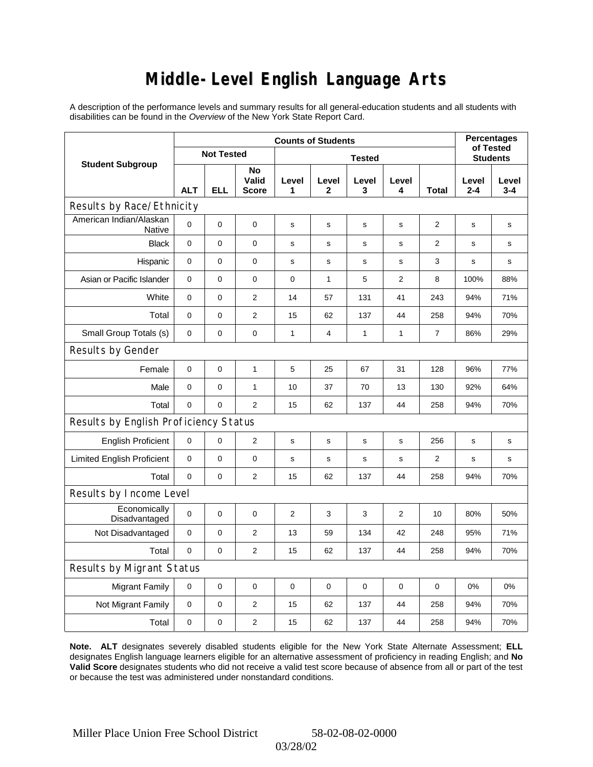# Middle-Level English Language Arts

A description of the performance levels and summary results for all general-education students and all students with disabilities can be found in the *Overview* of the New York State Report Card.

| Student Subgroup | Counts of Students | | | | | | | | Percentages of Tested Students | |
|---|---|---|---|---|---|---|---|---|---|---|
| | Not Tested | | | Tested | | | | | | |
| | ALT | ELL | No Valid Score | Level 1 | Level 2 | Level 3 | Level 4 | Total | Level 2-4 | Level 3-4 |
| **Results by Race/Ethnicity** | | | | | | | | | | |
| American Indian/Alaskan Native | 0 | 0 | 0 | s | s | s | s | 2 | s | s |
| Black | 0 | 0 | 0 | s | s | s | s | 2 | s | s |
| Hispanic | 0 | 0 | 0 | s | s | s | s | 3 | s | s |
| Asian or Pacific Islander | 0 | 0 | 0 | 0 | 1 | 5 | 2 | 8 | 100% | 88% |
| White | 0 | 0 | 2 | 14 | 57 | 131 | 41 | 243 | 94% | 71% |
| Total | 0 | 0 | 2 | 15 | 62 | 137 | 44 | 258 | 94% | 70% |
| Small Group Totals (s) | 0 | 0 | 0 | 1 | 4 | 1 | 1 | 7 | 86% | 29% |
| **Results by Gender** | | | | | | | | | | |
| Female | 0 | 0 | 1 | 5 | 25 | 67 | 31 | 128 | 96% | 77% |
| Male | 0 | 0 | 1 | 10 | 37 | 70 | 13 | 130 | 92% | 64% |
| Total | 0 | 0 | 2 | 15 | 62 | 137 | 44 | 258 | 94% | 70% |
| **Results by English Proficiency Status** | | | | | | | | | | |
| English Proficient | 0 | 0 | 2 | s | s | s | s | 256 | s | s |
| Limited English Proficient | 0 | 0 | 0 | s | s | s | s | 2 | s | s |
| Total | 0 | 0 | 2 | 15 | 62 | 137 | 44 | 258 | 94% | 70% |
| **Results by Income Level** | | | | | | | | | | |
| Economically Disadvantaged | 0 | 0 | 0 | 2 | 3 | 3 | 2 | 10 | 80% | 50% |
| Not Disadvantaged | 0 | 0 | 2 | 13 | 59 | 134 | 42 | 248 | 95% | 71% |
| Total | 0 | 0 | 2 | 15 | 62 | 137 | 44 | 258 | 94% | 70% |
| **Results by Migrant Status** | | | | | | | | | | |
| Migrant Family | 0 | 0 | 0 | 0 | 0 | 0 | 0 | 0 | 0% | 0% |
| Not Migrant Family | 0 | 0 | 2 | 15 | 62 | 137 | 44 | 258 | 94% | 70% |
| Total | 0 | 0 | 2 | 15 | 62 | 137 | 44 | 258 | 94% | 70% |

**Note. ALT** designates severely disabled students eligible for the New York State Alternate Assessment; **ELL** designates English language learners eligible for an alternative assessment of proficiency in reading English; and **No Valid Score** designates students who did not receive a valid test score because of absence from all or part of the test or because the test was administered under nonstandard conditions.

Miller Place Union Free School District 58-02-08-02-0000

03/28/02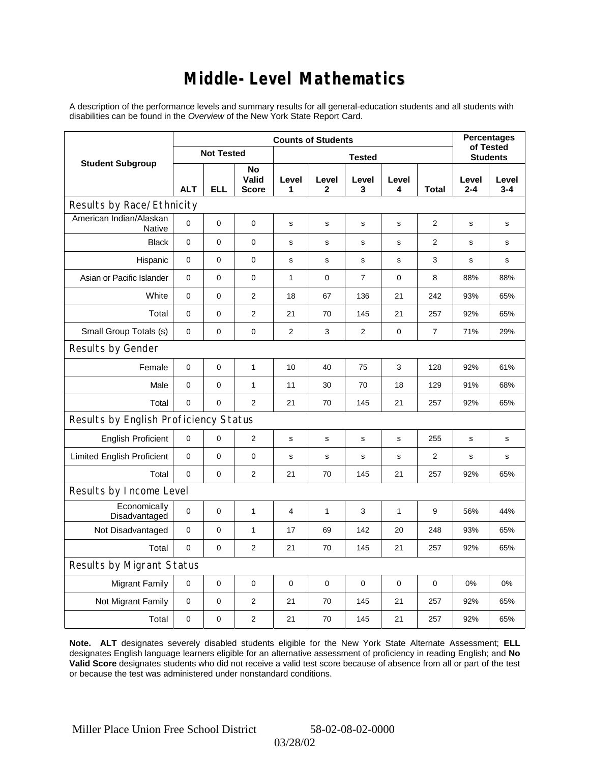# Middle-Level Mathematics

A description of the performance levels and summary results for all general-education students and all students with disabilities can be found in the *Overview* of the New York State Report Card.

| Student Subgroup | Counts of Students | | | | | | | | Percentages of Tested Students | |
|---|---|---|---|---|---|---|---|---|---|---|
| | Not Tested | | | Tested | | | | | | |
| | ALT | ELL | No Valid Score | Level 1 | Level 2 | Level 3 | Level 4 | Total | Level 2-4 | Level 3-4 |
| **Results by Race/Ethnicity** | | | | | | | | | | |
| American Indian/Alaskan Native | 0 | 0 | 0 | s | s | s | s | 2 | s | s |
| Black | 0 | 0 | 0 | s | s | s | s | 2 | s | s |
| Hispanic | 0 | 0 | 0 | s | s | s | s | 3 | s | s |
| Asian or Pacific Islander | 0 | 0 | 0 | 1 | 0 | 7 | 0 | 8 | 88% | 88% |
| White | 0 | 0 | 2 | 18 | 67 | 136 | 21 | 242 | 93% | 65% |
| Total | 0 | 0 | 2 | 21 | 70 | 145 | 21 | 257 | 92% | 65% |
| Small Group Totals (s) | 0 | 0 | 0 | 2 | 3 | 2 | 0 | 7 | 71% | 29% |
| **Results by Gender** | | | | | | | | | | |
| Female | 0 | 0 | 1 | 10 | 40 | 75 | 3 | 128 | 92% | 61% |
| Male | 0 | 0 | 1 | 11 | 30 | 70 | 18 | 129 | 91% | 68% |
| Total | 0 | 0 | 2 | 21 | 70 | 145 | 21 | 257 | 92% | 65% |
| **Results by English Proficiency Status** | | | | | | | | | | |
| English Proficient | 0 | 0 | 2 | s | s | s | s | 255 | s | s |
| Limited English Proficient | 0 | 0 | 0 | s | s | s | s | 2 | s | s |
| Total | 0 | 0 | 2 | 21 | 70 | 145 | 21 | 257 | 92% | 65% |
| **Results by Income Level** | | | | | | | | | | |
| Economically Disadvantaged | 0 | 0 | 1 | 4 | 1 | 3 | 1 | 9 | 56% | 44% |
| Not Disadvantaged | 0 | 0 | 1 | 17 | 69 | 142 | 20 | 248 | 93% | 65% |
| Total | 0 | 0 | 2 | 21 | 70 | 145 | 21 | 257 | 92% | 65% |
| **Results by Migrant Status** | | | | | | | | | | |
| Migrant Family | 0 | 0 | 0 | 0 | 0 | 0 | 0 | 0 | 0% | 0% |
| Not Migrant Family | 0 | 0 | 2 | 21 | 70 | 145 | 21 | 257 | 92% | 65% |
| Total | 0 | 0 | 2 | 21 | 70 | 145 | 21 | 257 | 92% | 65% |

**Note. ALT** designates severely disabled students eligible for the New York State Alternate Assessment; **ELL** designates English language learners eligible for an alternative assessment of proficiency in reading English; and **No Valid Score** designates students who did not receive a valid test score because of absence from all or part of the test or because the test was administered under nonstandard conditions.

Miller Place Union Free School District 58-02-08-02-0000

03/28/02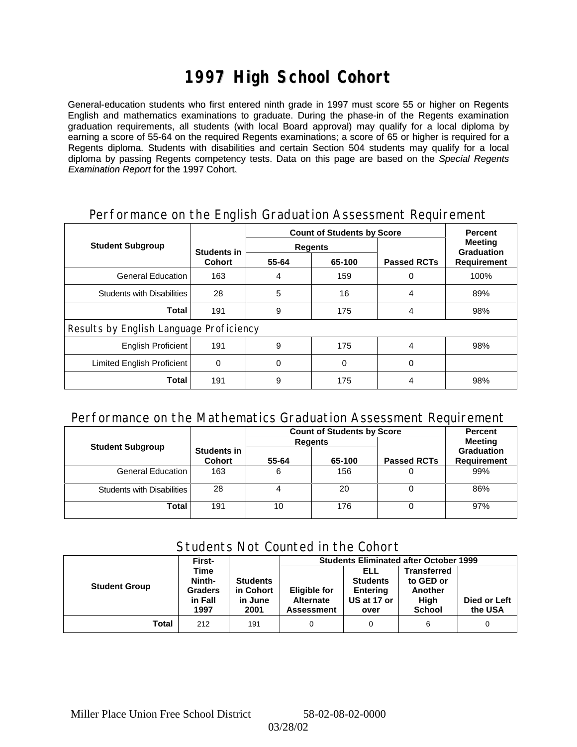# 1997 High School Cohort

General-education students who first entered ninth grade in 1997 must score 55 or higher on Regents English and mathematics examinations to graduate. During the phase-in of the Regents examination graduation requirements, all students (with local Board approval) may qualify for a local diploma by earning a score of 55-64 on the required Regents examinations; a score of 65 or higher is required for a Regents diploma. Students with disabilities and certain Section 504 students may qualify for a local diploma by passing Regents competency tests. Data on this page are based on the *Special Regents Examination Report* for the 1997 Cohort.

## Performance on the English Graduation Assessment Requirement

| Student Subgroup | Students in Cohort | Count of Students by Score | | | Percent Meeting Graduation Requirement |
|---|---|---|---|---|---|
| | | Regents | | | |
| | | 55-64 | 65-100 | Passed RCTs | |
| General Education | 163 | 4 | 159 | 0 | 100% |
| Students with Disabilities | 28 | 5 | 16 | 4 | 89% |
| **Total** | 191 | 9 | 175 | 4 | 98% |
| Results by English Language Proficiency | | | | | |
| English Proficient | 191 | 9 | 175 | 4 | 98% |
| Limited English Proficient | 0 | 0 | 0 | 0 | |
| **Total** | 191 | 9 | 175 | 4 | 98% |

## Performance on the Mathematics Graduation Assessment Requirement

| Student Subgroup | Students in Cohort | Count of Students by Score | | | Percent Meeting Graduation Requirement |
|---|---|---|---|---|---|
| | | Regents | | | |
| | | 55-64 | 65-100 | Passed RCTs | |
| General Education | 163 | 6 | 156 | 0 | 99% |
| Students with Disabilities | 28 | 4 | 20 | 0 | 86% |
| **Total** | 191 | 10 | 176 | 0 | 97% |

## Students Not Counted in the Cohort

| Student Group | First-Time Ninth-Graders in Fall 1997 | Students in Cohort in June 2001 | Students Eliminated after October 1999 | | | |
|---|---|---|---|---|---|---|
| | | | Eligible for Alternate Assessment | ELL Students Entering US at 17 or over | Transferred to GED or Another High School | Died or Left the USA |
| **Total** | 212 | 191 | 0 | 0 | 6 | 0 |

Miller Place Union Free School District 58-02-08-02-0000

03/28/02